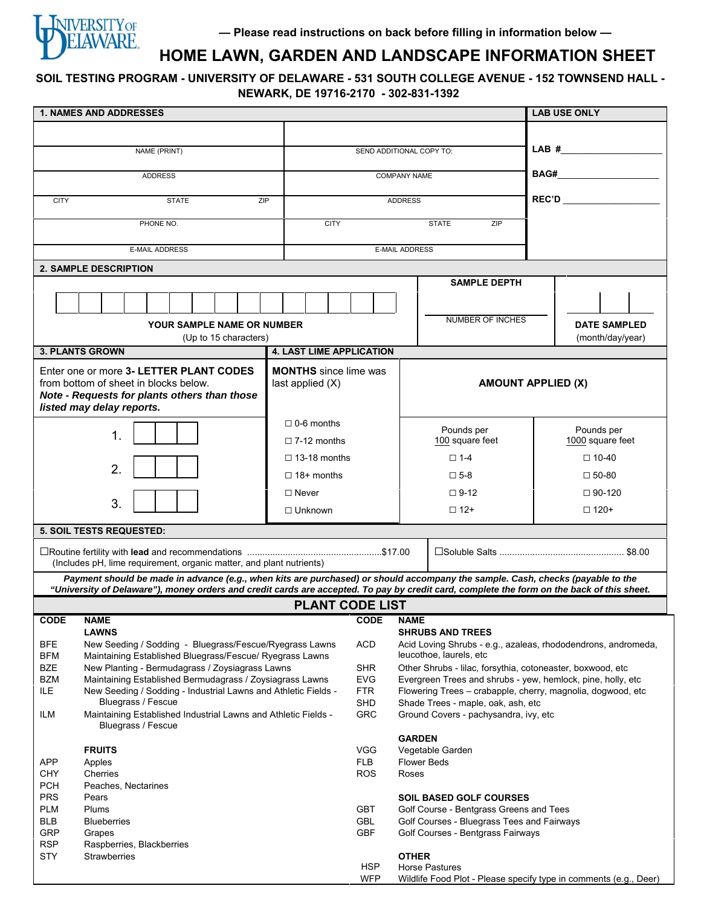UNIVERSITY OF DELAWARE

— Please read instructions on back before filling in information below —

# HOME LAWN, GARDEN AND LANDSCAPE INFORMATION SHEET

**SOIL TESTING PROGRAM - UNIVERSITY OF DELAWARE - 531 SOUTH COLLEGE AVENUE - 152 TOWNSEND HALL - NEWARK, DE 19716-2170 - 302-831-1392**

## 1. NAMES AND ADDRESSES

| | | LAB USE ONLY |
|---|---|---|
| NAME (PRINT) | SEND ADDITIONAL COPY TO: | LAB #\_\_\_\_\_\_\_\_ |
| ADDRESS | COMPANY NAME | BAG#\_\_\_\_\_\_\_\_ |
| CITY STATE ZIP | ADDRESS | REC'D \_\_\_\_\_\_\_\_ |
| PHONE NO. | CITY STATE ZIP | |
| E-MAIL ADDRESS | E-MAIL ADDRESS | |

## 2. SAMPLE DESCRIPTION

| YOUR SAMPLE NAME OR NUMBER (Up to 15 characters) | SAMPLE DEPTH | DATE SAMPLED (month/day/year) |
|---|---|---|
| | NUMBER OF INCHES | |

## 3. PLANTS GROWN

Enter one or more **3- LETTER PLANT CODES** from bottom of sheet in blocks below.
***Note - Requests for plants others than those listed may delay reports.***

1. 
2. 
3. 

## 4. LAST LIME APPLICATION

| **MONTHS** since lime was last applied (X) | **AMOUNT APPLIED (X)** | |
|---|---|---|
| | Pounds per 100 square feet | Pounds per 1000 square feet |
| ☐ 0-6 months | ☐ 1-4 | ☐ 10-40 |
| ☐ 7-12 months | ☐ 5-8 | ☐ 50-80 |
| ☐ 13-18 months | ☐ 9-12 | ☐ 90-120 |
| ☐ 18+ months | ☐ 12+ | ☐ 120+ |
| ☐ Never | | |
| ☐ Unknown | | |

## 5. SOIL TESTS REQUESTED:

☐Routine fertility with **lead** and recommendations ....................................................$17.00
(Includes pH, lime requirement, organic matter, and plant nutrients)

☐Soluble Salts ................................................. $8.00

***Payment should be made in advance (e.g., when kits are purchased) or should accompany the sample. Cash, checks (payable to the "University of Delaware"), money orders and credit cards are accepted. To pay by credit card, complete the form on the back of this sheet.***

## PLANT CODE LIST

| CODE | NAME |
|---|---|
| | **LAWNS** |
| BFE | New Seeding / Sodding - Bluegrass/Fescue/Ryegrass Lawns |
| BFM | Maintaining Established Bluegrass/Fescue/ Ryegrass Lawns |
| BZE | New Planting - Bermudagrass / Zoysiagrass Lawns |
| BZM | Maintaining Established Bermudagrass / Zoysiagrass Lawns |
| ILE | New Seeding / Sodding - Industrial Lawns and Athletic Fields - Bluegrass / Fescue |
| ILM | Maintaining Established Industrial Lawns and Athletic Fields - Bluegrass / Fescue |
| | **FRUITS** |
| APP | Apples |
| CHY | Cherries |
| PCH | Peaches, Nectarines |
| PRS | Pears |
| PLM | Plums |
| BLB | Blueberries |
| GRP | Grapes |
| RSP | Raspberries, Blackberries |
| STY | Strawberries |

| CODE | NAME |
|---|---|
| | **SHRUBS AND TREES** |
| ACD | Acid Loving Shrubs - e.g., azaleas, rhododendrons, andromeda, leucothoe, laurels, etc |
| SHR | Other Shrubs - lilac, forsythia, cotoneaster, boxwood, etc |
| EVG | Evergreen Trees and shrubs - yew, hemlock, pine, holly, etc |
| FTR | Flowering Trees – crabapple, cherry, magnolia, dogwood, etc |
| SHD | Shade Trees - maple, oak, ash, etc |
| GRC | Ground Covers - pachysandra, ivy, etc |
| | **GARDEN** |
| VGG | Vegetable Garden |
| FLB | Flower Beds |
| ROS | Roses |
| | **SOIL BASED GOLF COURSES** |
| GBT | Golf Course - Bentgrass Greens and Tees |
| GBL | Golf Courses - Bluegrass Tees and Fairways |
| GBF | Golf Courses - Bentgrass Fairways |
| | **OTHER** |
| HSP | Horse Pastures |
| WFP | Wildlife Food Plot - Please specify type in comments (e.g., Deer) |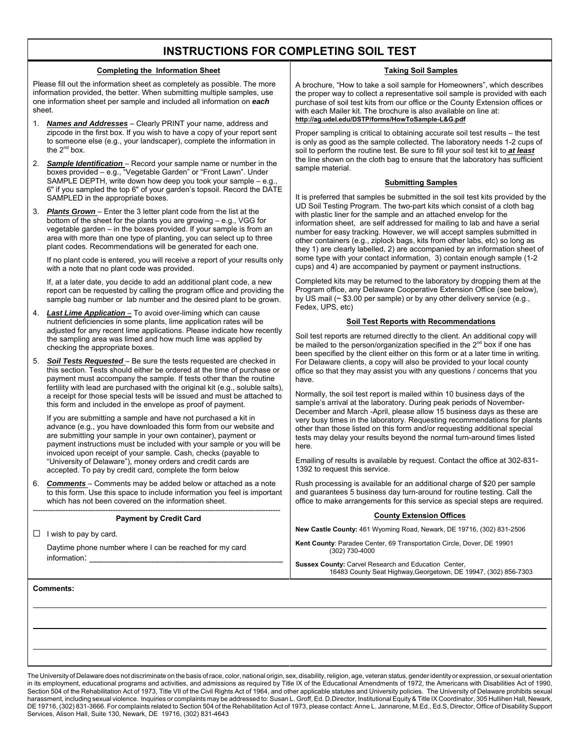# INSTRUCTIONS FOR COMPLETING SOIL TEST

## Completing the Information Sheet

Please fill out the information sheet as completely as possible. The more information provided, the better. When submitting multiple samples, use one information sheet per sample and included all information on ***each*** sheet.

1. ***Names and Addresses*** – Clearly PRINT your name, address and zipcode in the first box. If you wish to have a copy of your report sent to someone else (e.g., your landscaper), complete the information in the 2nd box.

2. ***Sample Identification*** – Record your sample name or number in the boxes provided – e.g., "Vegetable Garden" or "Front Lawn". Under SAMPLE DEPTH, write down how deep you took your sample – e.g., 6" if you sampled the top 6" of your garden's topsoil. Record the DATE SAMPLED in the appropriate boxes.

3. ***Plants Grown*** – Enter the 3 letter plant code from the list at the bottom of the sheet for the plants you are growing – e.g., VGG for vegetable garden – in the boxes provided. If your sample is from an area with more than one type of planting, you can select up to three plant codes. Recommendations will be generated for each one.

   If no plant code is entered, you will receive a report of your results only with a note that no plant code was provided.

   If, at a later date, you decide to add an additional plant code, a new report can be requested by calling the program office and providing the sample bag number or lab number and the desired plant to be grown.

4. ***Last Lime Application*** – To avoid over-liming which can cause nutrient deficiencies in some plants, lime application rates will be adjusted for any recent lime applications. Please indicate how recently the sampling area was limed and how much lime was applied by checking the appropriate boxes.

5. ***Soil Tests Requested*** – Be sure the tests requested are checked in this section. Tests should either be ordered at the time of purchase or payment must accompany the sample. If tests other than the routine fertility with lead are purchased with the original kit (e.g., soluble salts), a receipt for those special tests will be issued and must be attached to this form and included in the envelope as proof of payment.

   If you are submitting a sample and have not purchased a kit in advance (e.g., you have downloaded this form from our website and are submitting your sample in your own container), payment or payment instructions must be included with your sample or you will be invoiced upon receipt of your sample. Cash, checks (payable to "University of Delaware"), money orders and credit cards are accepted. To pay by credit card, complete the form below

6. ***Comments*** – Comments may be added below or attached as a note to this form. Use this space to include information you feel is important which has not been covered on the information sheet.

### Payment by Credit Card

☐ I wish to pay by card.

Daytime phone number where I can be reached for my card information: ____________________________________________

## Taking Soil Samples

A brochure, "How to take a soil sample for Homeowners", which describes the proper way to collect a representative soil sample is provided with each purchase of soil test kits from our office or the County Extension offices or with each Mailer kit. The brochure is also available on line at: **http://ag.udel.edu/DSTP/forms/HowToSample-L&G.pdf**

Proper sampling is critical to obtaining accurate soil test results – the test is only as good as the sample collected. The laboratory needs 1-2 cups of soil to perform the routine test. Be sure to fill your soil test kit to ***at least*** the line shown on the cloth bag to ensure that the laboratory has sufficient sample material.

## Submitting Samples

It is preferred that samples be submitted in the soil test kits provided by the UD Soil Testing Program. The two-part kits which consist of a cloth bag with plastic liner for the sample and an attached envelop for the information sheet, are self addressed for mailing to lab and have a serial number for easy tracking. However, we will accept samples submitted in other containers (e.g., ziplock bags, kits from other labs, etc) so long as they 1) are clearly labelled, 2) are accompanied by an information sheet of some type with your contact information, 3) contain enough sample (1-2 cups) and 4) are accompanied by payment or payment instructions.

Completed kits may be returned to the laboratory by dropping them at the Program office, any Delaware Cooperative Extension Office (see below), by US mail (~ $3.00 per sample) or by any other delivery service (e.g., Fedex, UPS, etc)

## Soil Test Reports with Recommendations

Soil test reports are returned directly to the client. An additional copy will be mailed to the person/organization specified in the 2nd box if one has been specified by the client either on this form or at a later time in writing. For Delaware clients, a copy will also be provided to your local county office so that they may assist you with any questions / concerns that you have.

Normally, the soil test report is mailed within 10 business days of the sample's arrival at the laboratory. During peak periods of November-December and March -April, please allow 15 business days as these are very busy times in the laboratory. Requesting recommendations for plants other than those listed on this form and/or requesting additional special tests may delay your results beyond the normal turn-around times listed here.

Emailing of results is available by request. Contact the office at 302-831-1392 to request this service.

Rush processing is available for an additional charge of $20 per sample and guarantees 5 business day turn-around for routine testing. Call the office to make arrangements for this service as special steps are required.

## County Extension Offices

**New Castle County:** 461 Wyoming Road, Newark, DE 19716, (302) 831-2506

**Kent County**: Paradee Center, 69 Transportation Circle, Dover, DE 19901 (302) 730-4000

**Sussex County:** Carvel Research and Education Center, 16483 County Seat Highway,Georgetown, DE 19947, (302) 856-7303

**Comments:**

____________________________________________

____________________________________________

____________________________________________

The University of Delaware does not discriminate on the basis of race, color, national origin, sex, disability, religion, age, veteran status, gender identity or expression, or sexual orientation in its employment, educational programs and activities, and admissions as required by Title IX of the Educational Amendments of 1972, the Americans with Disabilities Act of 1990, Section 504 of the Rehabilitation Act of 1973, Title VII of the Civil Rights Act of 1964, and other applicable statutes and University policies. The University of Delaware prohibits sexual harassment, including sexual violence. Inquiries or complaints may be addressed to: Susan L. Groff, Ed. D.Director, Institutional Equity & Title IX Coordinator, 305 Hullihen Hall, Newark, DE 19716, (302) 831-3666. For complaints related to Section 504 of the Rehabilitation Act of 1973, please contact: Anne L. Jannarone, M.Ed., Ed.S, Director, Office of Disability Support Services, Alison Hall, Suite 130, Newark, DE 19716, (302) 831-4643